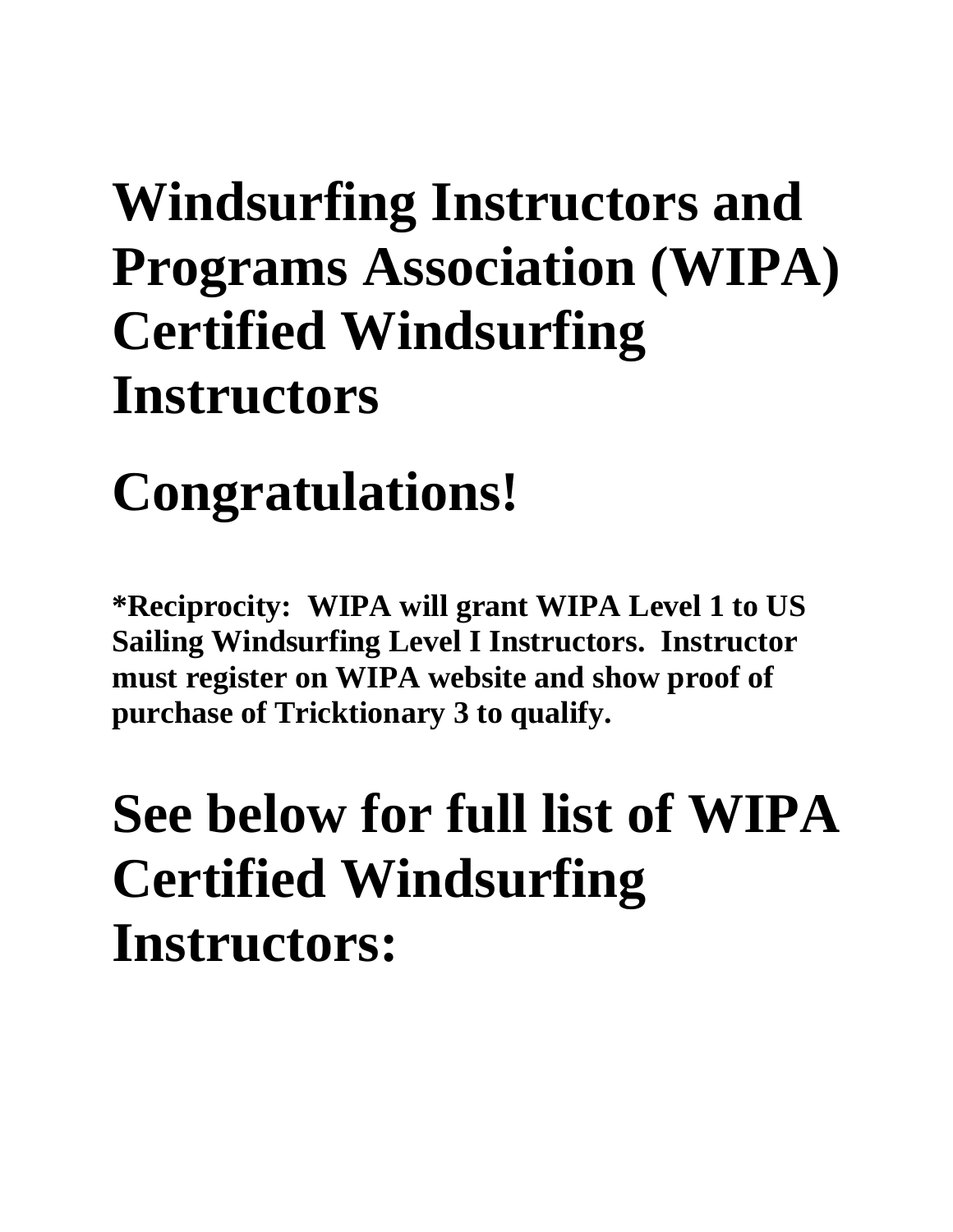# Windsurfing Instructors and Programs Association (WIPA) Certified Windsurfing Instructors

# Congratulations!

**\*Reciprocity: WIPA will grant WIPA Level 1 to US Sailing Windsurfing Level I Instructors. Instructor must register on WIPA website and show proof of purchase of Tricktionary 3 to qualify.**

# See below for full list of WIPA Certified Windsurfing Instructors: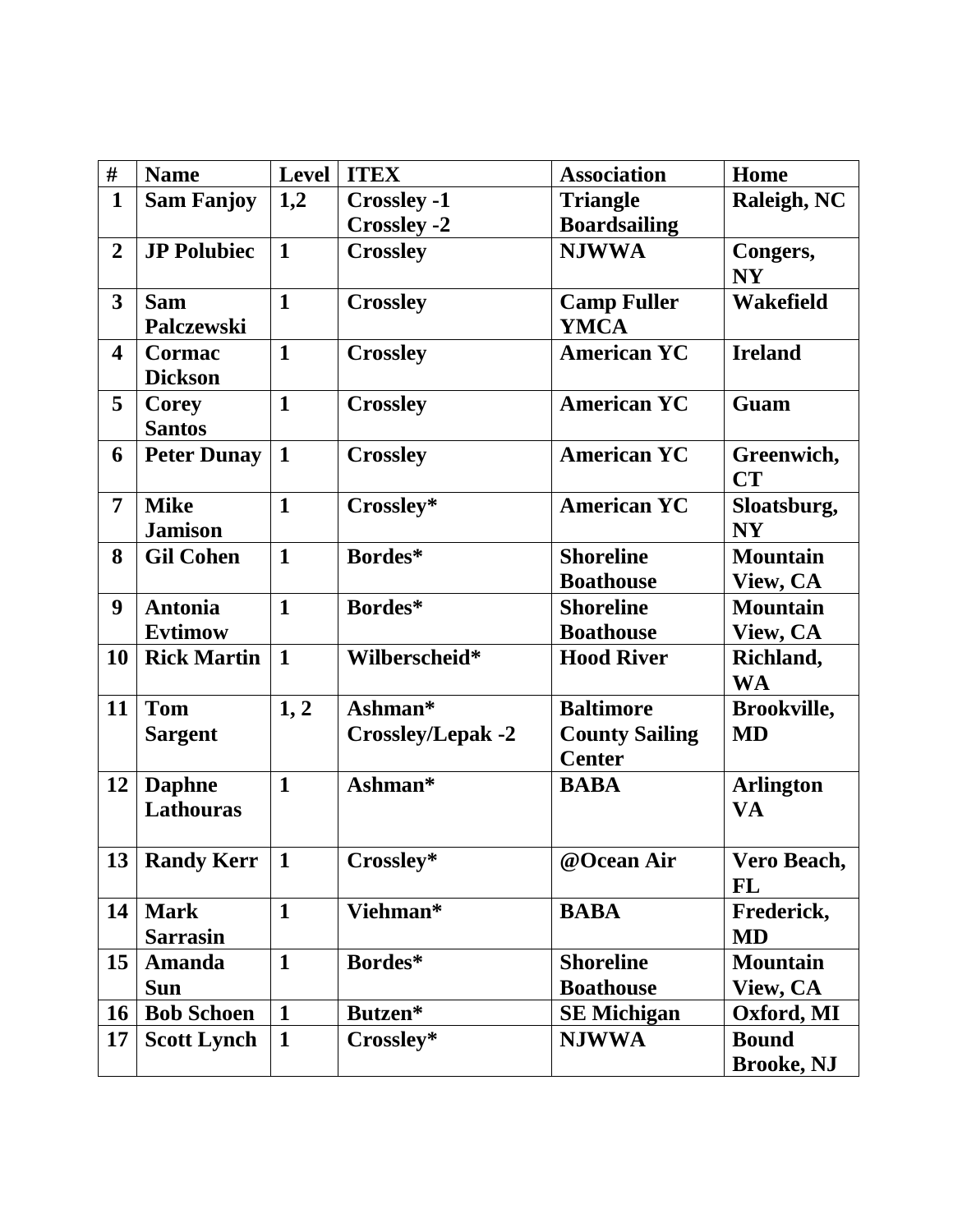| # | Name | Level | ITEX | Association | Home |
|---|---|---|---|---|---|
| **1** | **Sam Fanjoy** | **1,2** | **Crossley -1 Crossley -2** | **Triangle Boardsailing** | **Raleigh, NC** |
| **2** | **JP Polubiec** | **1** | **Crossley** | **NJWWA** | **Congers, NY** |
| **3** | **Sam Palczewski** | **1** | **Crossley** | **Camp Fuller YMCA** | **Wakefield** |
| **4** | **Cormac Dickson** | **1** | **Crossley** | **American YC** | **Ireland** |
| **5** | **Corey Santos** | **1** | **Crossley** | **American YC** | **Guam** |
| **6** | **Peter Dunay** | **1** | **Crossley** | **American YC** | **Greenwich, CT** |
| **7** | **Mike Jamison** | **1** | **Crossley*** | **American YC** | **Sloatsburg, NY** |
| **8** | **Gil Cohen** | **1** | **Bordes*** | **Shoreline Boathouse** | **Mountain View, CA** |
| **9** | **Antonia Evtimow** | **1** | **Bordes*** | **Shoreline Boathouse** | **Mountain View, CA** |
| **10** | **Rick Martin** | **1** | **Wilberscheid*** | **Hood River** | **Richland, WA** |
| **11** | **Tom Sargent** | **1, 2** | **Ashman* Crossley/Lepak -2** | **Baltimore County Sailing Center** | **Brookville, MD** |
| **12** | **Daphne Lathouras** | **1** | **Ashman*** | **BABA** | **Arlington VA** |
| **13** | **Randy Kerr** | **1** | **Crossley*** | **@Ocean Air** | **Vero Beach, FL** |
| **14** | **Mark Sarrasin** | **1** | **Viehman*** | **BABA** | **Frederick, MD** |
| **15** | **Amanda Sun** | **1** | **Bordes*** | **Shoreline Boathouse** | **Mountain View, CA** |
| **16** | **Bob Schoen** | **1** | **Butzen*** | **SE Michigan** | **Oxford, MI** |
| **17** | **Scott Lynch** | **1** | **Crossley*** | **NJWWA** | **Bound Brooke, NJ** |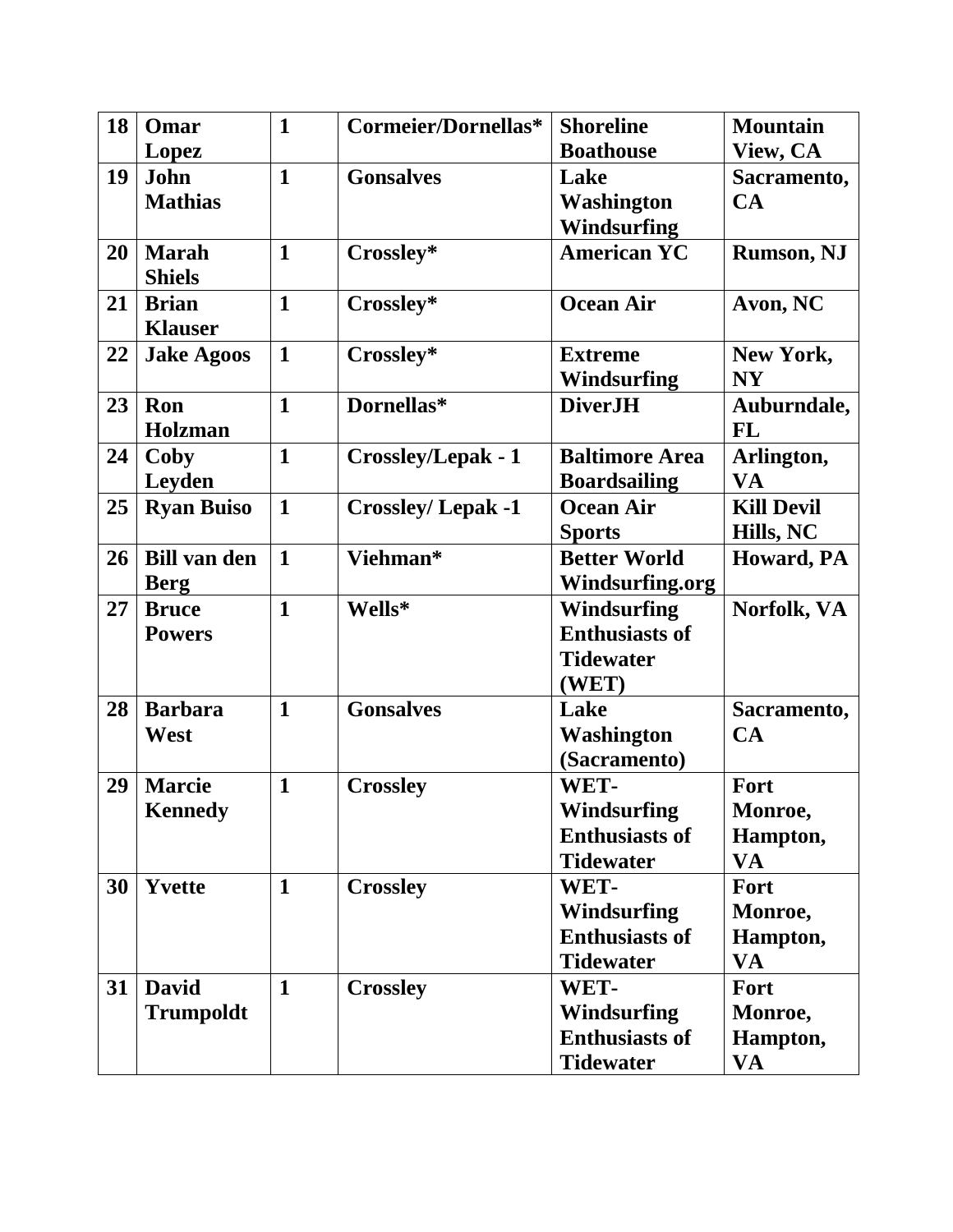| 18 | Omar Lopez | 1 | Cormeier/Dornellas* | Shoreline Boathouse | Mountain View, CA |
|---|---|---|---|---|---|
| 19 | John Mathias | 1 | Gonsalves | Lake Washington Windsurfing | Sacramento, CA |
| 20 | Marah Shiels | 1 | Crossley* | American YC | Rumson, NJ |
| 21 | Brian Klauser | 1 | Crossley* | Ocean Air | Avon, NC |
| 22 | Jake Agoos | 1 | Crossley* | Extreme Windsurfing | New York, NY |
| 23 | Ron Holzman | 1 | Dornellas* | DiverJH | Auburndale, FL |
| 24 | Coby Leyden | 1 | Crossley/Lepak - 1 | Baltimore Area Boardsailing | Arlington, VA |
| 25 | Ryan Buiso | 1 | Crossley/ Lepak -1 | Ocean Air Sports | Kill Devil Hills, NC |
| 26 | Bill van den Berg | 1 | Viehman* | Better World Windsurfing.org | Howard, PA |
| 27 | Bruce Powers | 1 | Wells* | Windsurfing Enthusiasts of Tidewater (WET) | Norfolk, VA |
| 28 | Barbara West | 1 | Gonsalves | Lake Washington (Sacramento) | Sacramento, CA |
| 29 | Marcie Kennedy | 1 | Crossley | WET-Windsurfing Enthusiasts of Tidewater | Fort Monroe, Hampton, VA |
| 30 | Yvette | 1 | Crossley | WET-Windsurfing Enthusiasts of Tidewater | Fort Monroe, Hampton, VA |
| 31 | David Trumpoldt | 1 | Crossley | WET-Windsurfing Enthusiasts of Tidewater | Fort Monroe, Hampton, VA |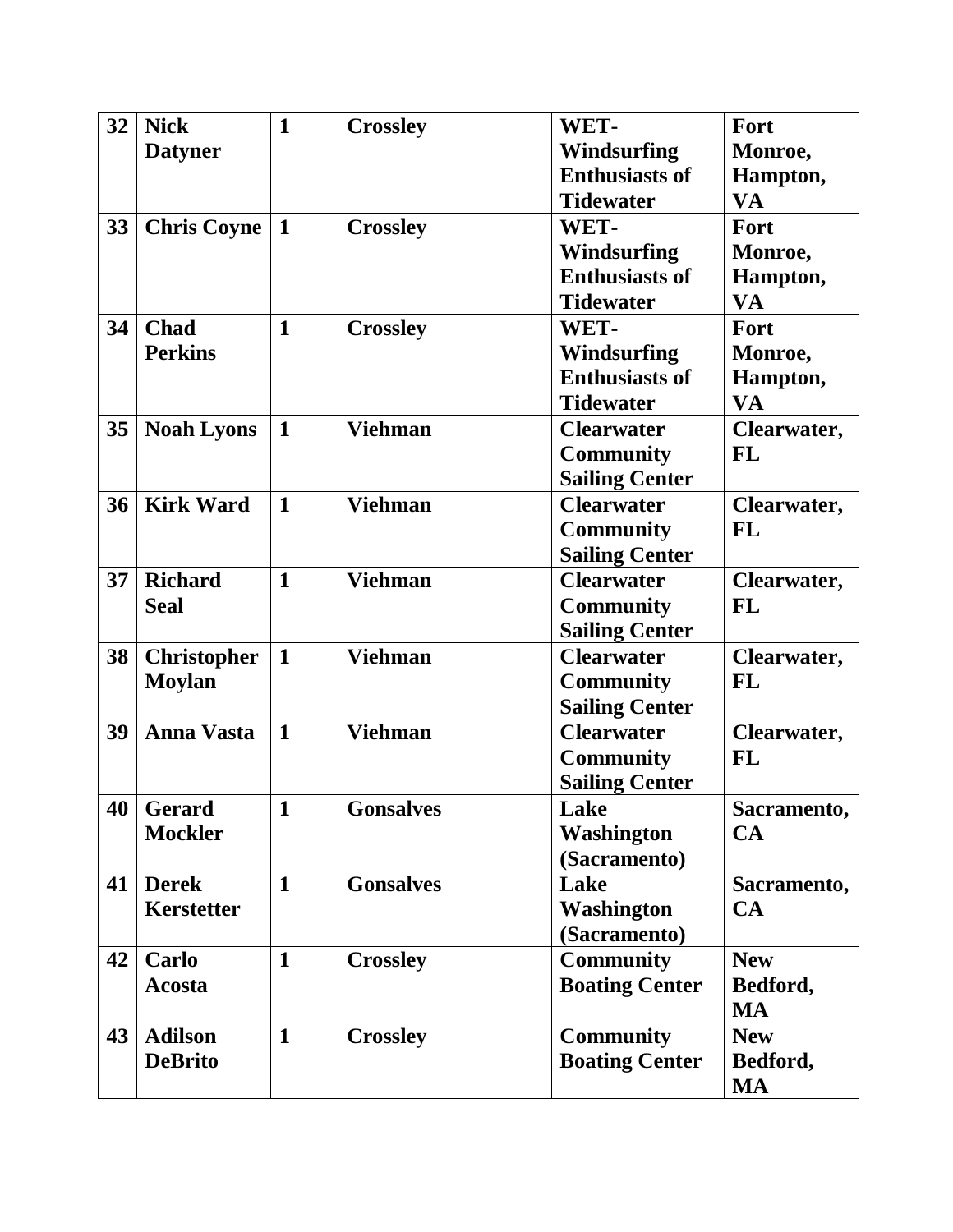| 32 | Nick Datyner | 1 | Crossley | WET- Windsurfing Enthusiasts of Tidewater | Fort Monroe, Hampton, VA |
|---|---|---|---|---|---|
| 33 | Chris Coyne | 1 | Crossley | WET- Windsurfing Enthusiasts of Tidewater | Fort Monroe, Hampton, VA |
| 34 | Chad Perkins | 1 | Crossley | WET- Windsurfing Enthusiasts of Tidewater | Fort Monroe, Hampton, VA |
| 35 | Noah Lyons | 1 | Viehman | Clearwater Community Sailing Center | Clearwater, FL |
| 36 | Kirk Ward | 1 | Viehman | Clearwater Community Sailing Center | Clearwater, FL |
| 37 | Richard Seal | 1 | Viehman | Clearwater Community Sailing Center | Clearwater, FL |
| 38 | Christopher Moylan | 1 | Viehman | Clearwater Community Sailing Center | Clearwater, FL |
| 39 | Anna Vasta | 1 | Viehman | Clearwater Community Sailing Center | Clearwater, FL |
| 40 | Gerard Mockler | 1 | Gonsalves | Lake Washington (Sacramento) | Sacramento, CA |
| 41 | Derek Kerstetter | 1 | Gonsalves | Lake Washington (Sacramento) | Sacramento, CA |
| 42 | Carlo Acosta | 1 | Crossley | Community Boating Center | New Bedford, MA |
| 43 | Adilson DeBrito | 1 | Crossley | Community Boating Center | New Bedford, MA |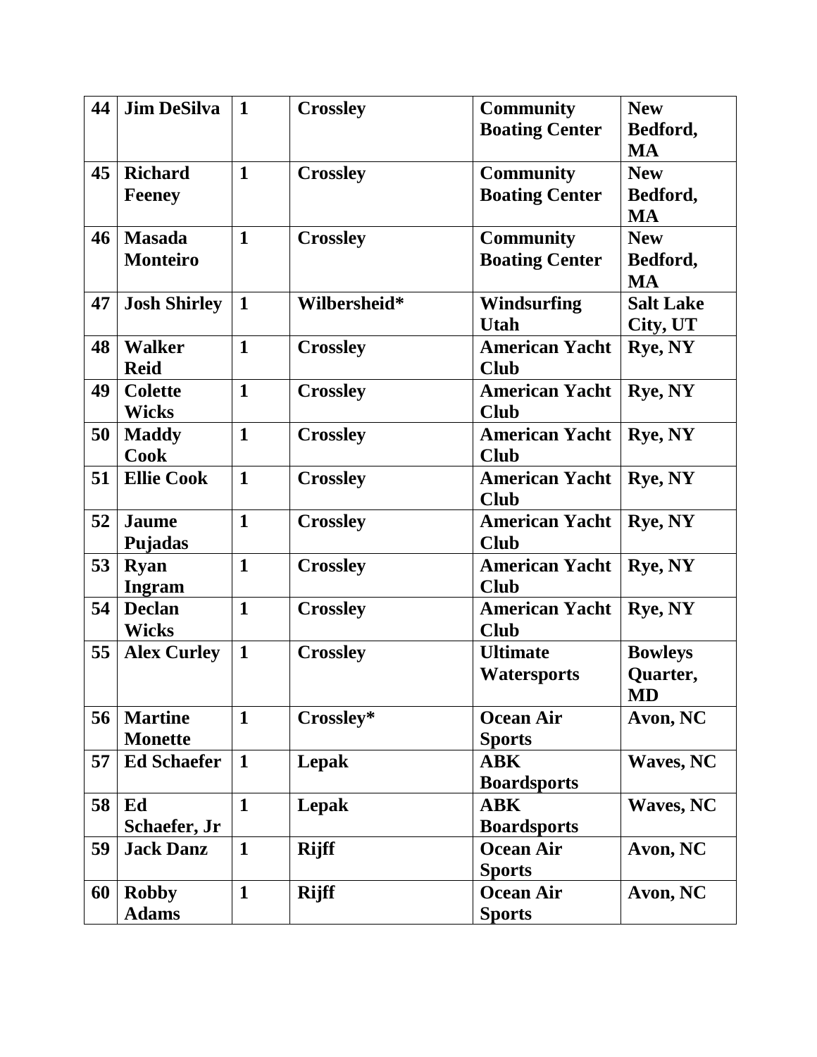| 44 | Jim DeSilva | 1 | Crossley | Community Boating Center | New Bedford, MA |
|---|---|---|---|---|---|
| 45 | Richard Feeney | 1 | Crossley | Community Boating Center | New Bedford, MA |
| 46 | Masada Monteiro | 1 | Crossley | Community Boating Center | New Bedford, MA |
| 47 | Josh Shirley | 1 | Wilbersheid* | Windsurfing Utah | Salt Lake City, UT |
| 48 | Walker Reid | 1 | Crossley | American Yacht Club | Rye, NY |
| 49 | Colette Wicks | 1 | Crossley | American Yacht Club | Rye, NY |
| 50 | Maddy Cook | 1 | Crossley | American Yacht Club | Rye, NY |
| 51 | Ellie Cook | 1 | Crossley | American Yacht Club | Rye, NY |
| 52 | Jaume Pujadas | 1 | Crossley | American Yacht Club | Rye, NY |
| 53 | Ryan Ingram | 1 | Crossley | American Yacht Club | Rye, NY |
| 54 | Declan Wicks | 1 | Crossley | American Yacht Club | Rye, NY |
| 55 | Alex Curley | 1 | Crossley | Ultimate Watersports | Bowleys Quarter, MD |
| 56 | Martine Monette | 1 | Crossley* | Ocean Air Sports | Avon, NC |
| 57 | Ed Schaefer | 1 | Lepak | ABK Boardsports | Waves, NC |
| 58 | Ed Schaefer, Jr | 1 | Lepak | ABK Boardsports | Waves, NC |
| 59 | Jack Danz | 1 | Rijff | Ocean Air Sports | Avon, NC |
| 60 | Robby Adams | 1 | Rijff | Ocean Air Sports | Avon, NC |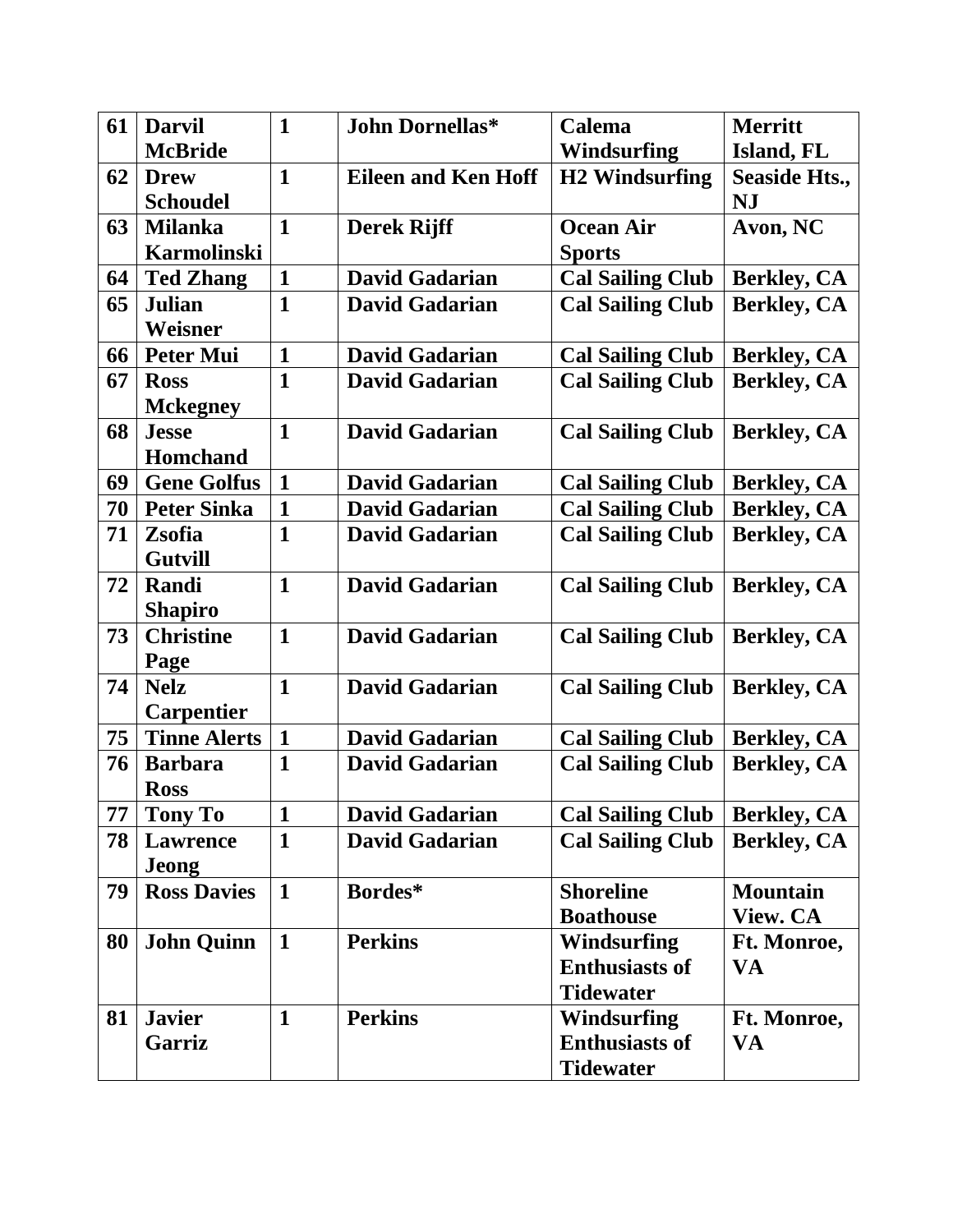| 61 | Darvil McBride | 1 | John Dornellas* | Calema Windsurfing | Merritt Island, FL |
|---|---|---|---|---|---|
| 62 | Drew Schoudel | 1 | Eileen and Ken Hoff | H2 Windsurfing | Seaside Hts., NJ |
| 63 | Milanka Karmolinski | 1 | Derek Rijff | Ocean Air Sports | Avon, NC |
| 64 | Ted Zhang | 1 | David Gadarian | Cal Sailing Club | Berkley, CA |
| 65 | Julian Weisner | 1 | David Gadarian | Cal Sailing Club | Berkley, CA |
| 66 | Peter Mui | 1 | David Gadarian | Cal Sailing Club | Berkley, CA |
| 67 | Ross Mckegney | 1 | David Gadarian | Cal Sailing Club | Berkley, CA |
| 68 | Jesse Homchand | 1 | David Gadarian | Cal Sailing Club | Berkley, CA |
| 69 | Gene Golfus | 1 | David Gadarian | Cal Sailing Club | Berkley, CA |
| 70 | Peter Sinka | 1 | David Gadarian | Cal Sailing Club | Berkley, CA |
| 71 | Zsofia Gutvill | 1 | David Gadarian | Cal Sailing Club | Berkley, CA |
| 72 | Randi Shapiro | 1 | David Gadarian | Cal Sailing Club | Berkley, CA |
| 73 | Christine Page | 1 | David Gadarian | Cal Sailing Club | Berkley, CA |
| 74 | Nelz Carpentier | 1 | David Gadarian | Cal Sailing Club | Berkley, CA |
| 75 | Tinne Alerts | 1 | David Gadarian | Cal Sailing Club | Berkley, CA |
| 76 | Barbara Ross | 1 | David Gadarian | Cal Sailing Club | Berkley, CA |
| 77 | Tony To | 1 | David Gadarian | Cal Sailing Club | Berkley, CA |
| 78 | Lawrence Jeong | 1 | David Gadarian | Cal Sailing Club | Berkley, CA |
| 79 | Ross Davies | 1 | Bordes* | Shoreline Boathouse | Mountain View. CA |
| 80 | John Quinn | 1 | Perkins | Windsurfing Enthusiasts of Tidewater | Ft. Monroe, VA |
| 81 | Javier Garriz | 1 | Perkins | Windsurfing Enthusiasts of Tidewater | Ft. Monroe, VA |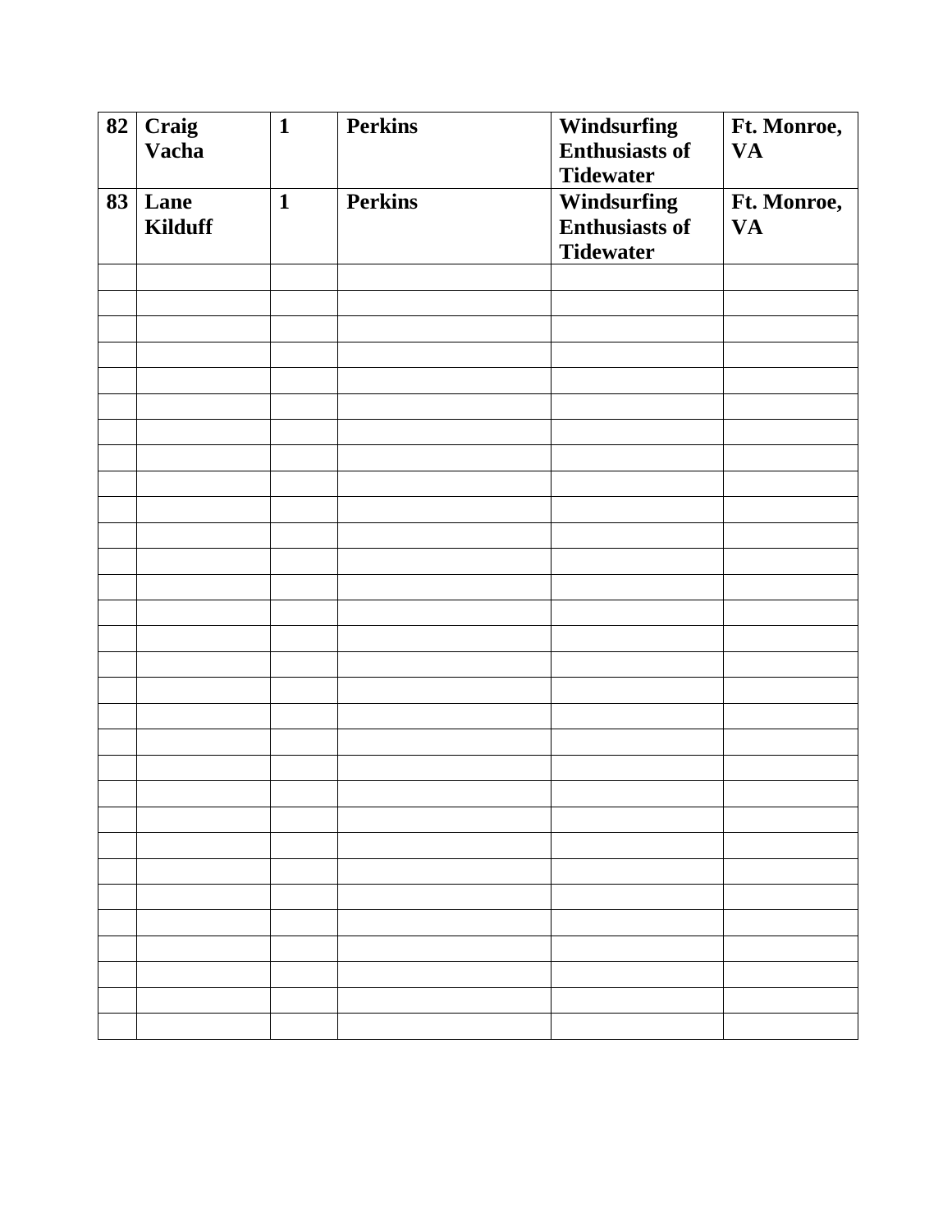| | | | | | |
|---|---|---|---|---|---|
| **82** | **Craig Vacha** | **1** | **Perkins** | **Windsurfing Enthusiasts of Tidewater** | **Ft. Monroe, VA** |
| **83** | **Lane Kilduff** | **1** | **Perkins** | **Windsurfing Enthusiasts of Tidewater** | **Ft. Monroe, VA** |
| | | | | | |
| | | | | | |
| | | | | | |
| | | | | | |
| | | | | | |
| | | | | | |
| | | | | | |
| | | | | | |
| | | | | | |
| | | | | | |
| | | | | | |
| | | | | | |
| | | | | | |
| | | | | | |
| | | | | | |
| | | | | | |
| | | | | | |
| | | | | | |
| | | | | | |
| | | | | | |
| | | | | | |
| | | | | | |
| | | | | | |
| | | | | | |
| | | | | | |
| | | | | | |
| | | | | | |
| | | | | | |
| | | | | | |